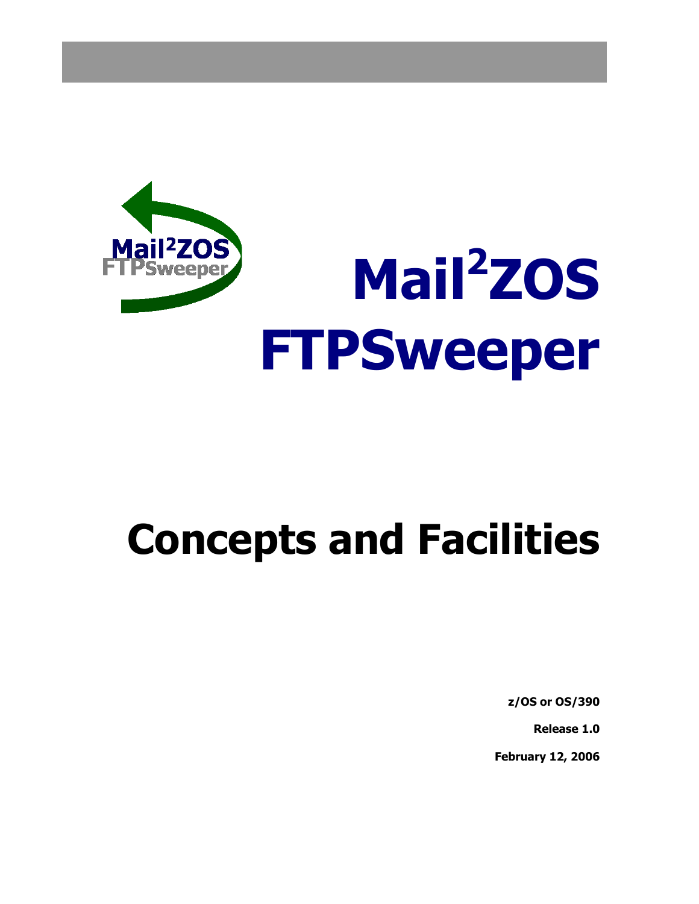# Mail²ZOS FTPSweeper

# Concepts and Facilities

**z/OS or OS/390**

**Release 1.0**

**February 12, 2006**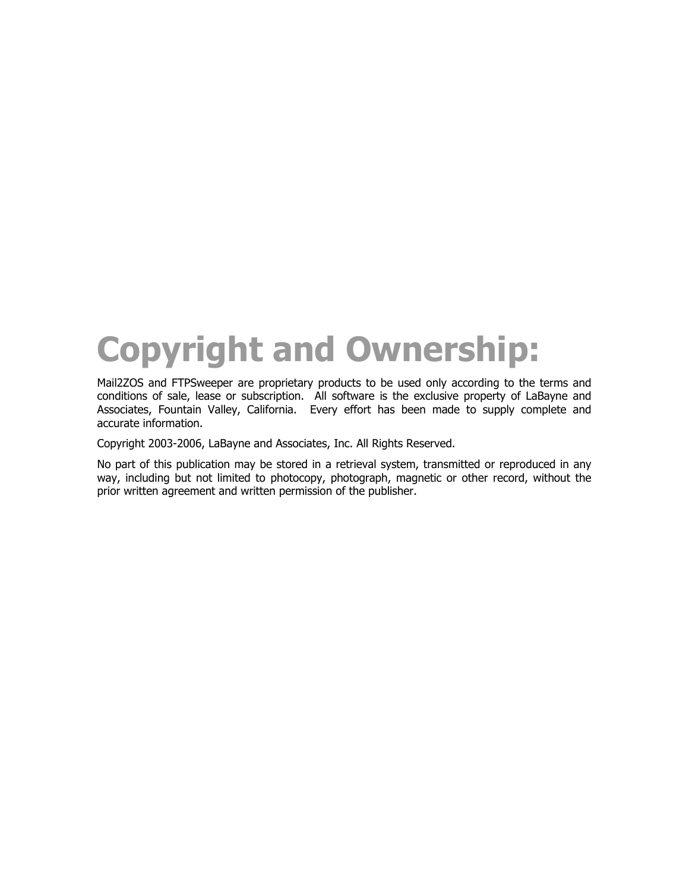# Copyright and Ownership:

Mail2ZOS and FTPSweeper are proprietary products to be used only according to the terms and conditions of sale, lease or subscription. All software is the exclusive property of LaBayne and Associates, Fountain Valley, California. Every effort has been made to supply complete and accurate information.

Copyright 2003-2006, LaBayne and Associates, Inc. All Rights Reserved.

No part of this publication may be stored in a retrieval system, transmitted or reproduced in any way, including but not limited to photocopy, photograph, magnetic or other record, without the prior written agreement and written permission of the publisher.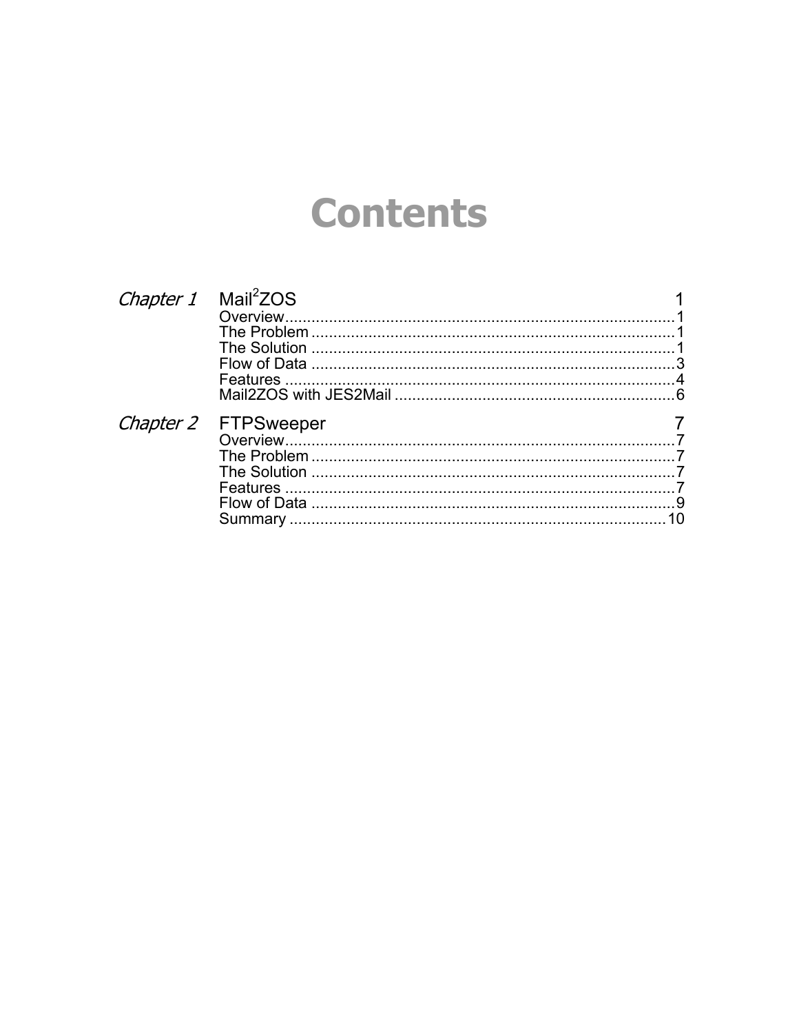# Contents

*Chapter 1* Mail$^2$ZOS 1

- Overview 1
- The Problem 1
- The Solution 1
- Flow of Data 3
- Features 4
- Mail2ZOS with JES2Mail 6

*Chapter 2* FTPSweeper 7

- Overview 7
- The Problem 7
- The Solution 7
- Features 7
- Flow of Data 9
- Summary 10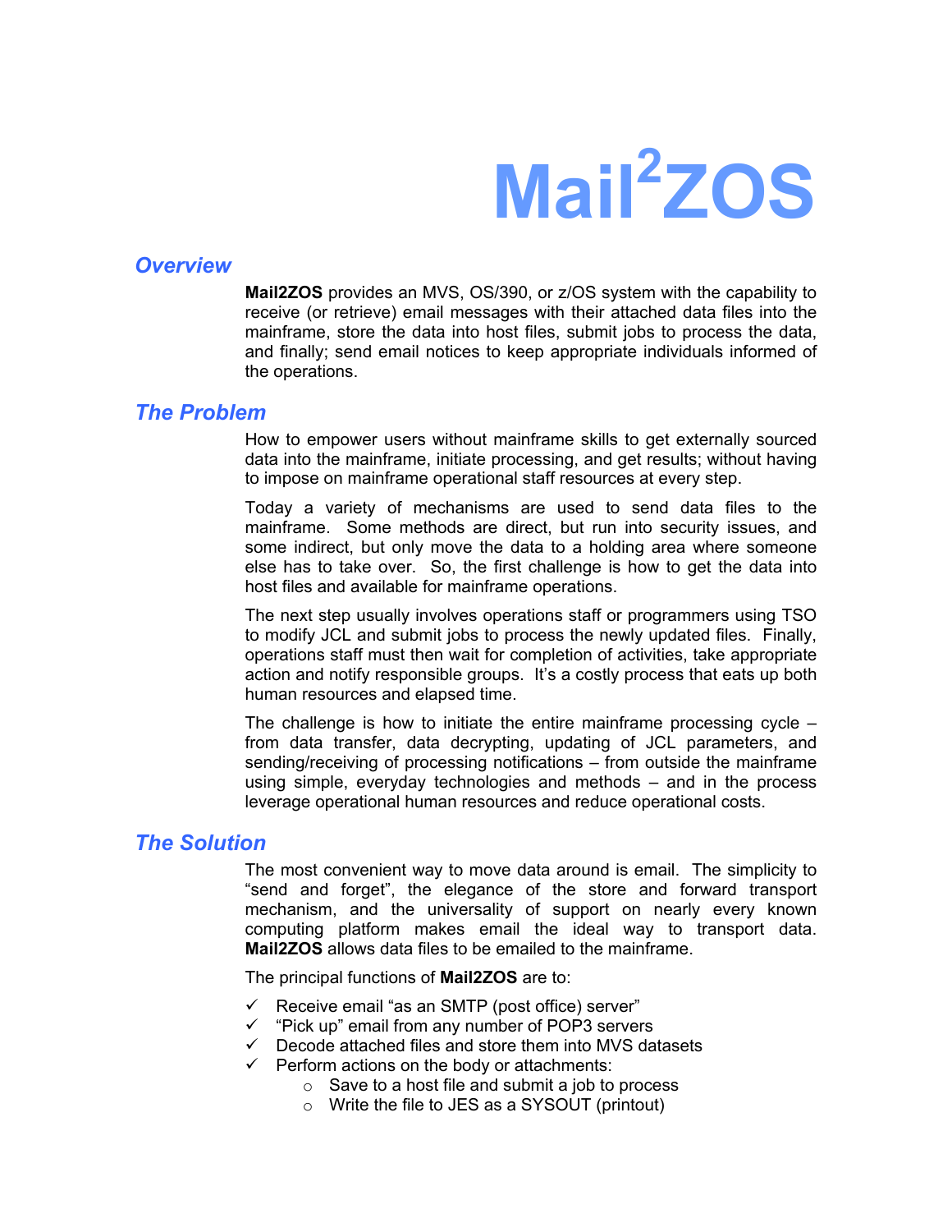# Mail$^2$ZOS

## Overview

**Mail2ZOS** provides an MVS, OS/390, or z/OS system with the capability to receive (or retrieve) email messages with their attached data files into the mainframe, store the data into host files, submit jobs to process the data, and finally; send email notices to keep appropriate individuals informed of the operations.

## The Problem

How to empower users without mainframe skills to get externally sourced data into the mainframe, initiate processing, and get results; without having to impose on mainframe operational staff resources at every step.

Today a variety of mechanisms are used to send data files to the mainframe. Some methods are direct, but run into security issues, and some indirect, but only move the data to a holding area where someone else has to take over. So, the first challenge is how to get the data into host files and available for mainframe operations.

The next step usually involves operations staff or programmers using TSO to modify JCL and submit jobs to process the newly updated files. Finally, operations staff must then wait for completion of activities, take appropriate action and notify responsible groups. It's a costly process that eats up both human resources and elapsed time.

The challenge is how to initiate the entire mainframe processing cycle – from data transfer, data decrypting, updating of JCL parameters, and sending/receiving of processing notifications – from outside the mainframe using simple, everyday technologies and methods – and in the process leverage operational human resources and reduce operational costs.

## The Solution

The most convenient way to move data around is email. The simplicity to "send and forget", the elegance of the store and forward transport mechanism, and the universality of support on nearly every known computing platform makes email the ideal way to transport data. **Mail2ZOS** allows data files to be emailed to the mainframe.

The principal functions of **Mail2ZOS** are to:

- ✓ Receive email "as an SMTP (post office) server"
- ✓ "Pick up" email from any number of POP3 servers
- ✓ Decode attached files and store them into MVS datasets
- ✓ Perform actions on the body or attachments:
  - Save to a host file and submit a job to process
  - Write the file to JES as a SYSOUT (printout)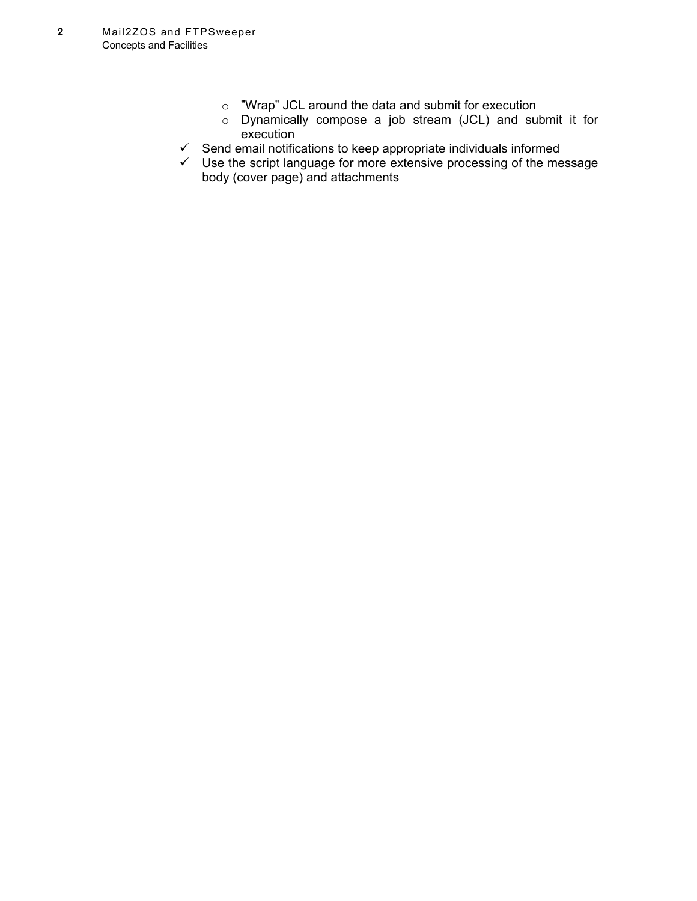- ”Wrap” JCL around the data and submit for execution
  - Dynamically compose a job stream (JCL) and submit it for execution
- ✓ Send email notifications to keep appropriate individuals informed
- ✓ Use the script language for more extensive processing of the message body (cover page) and attachments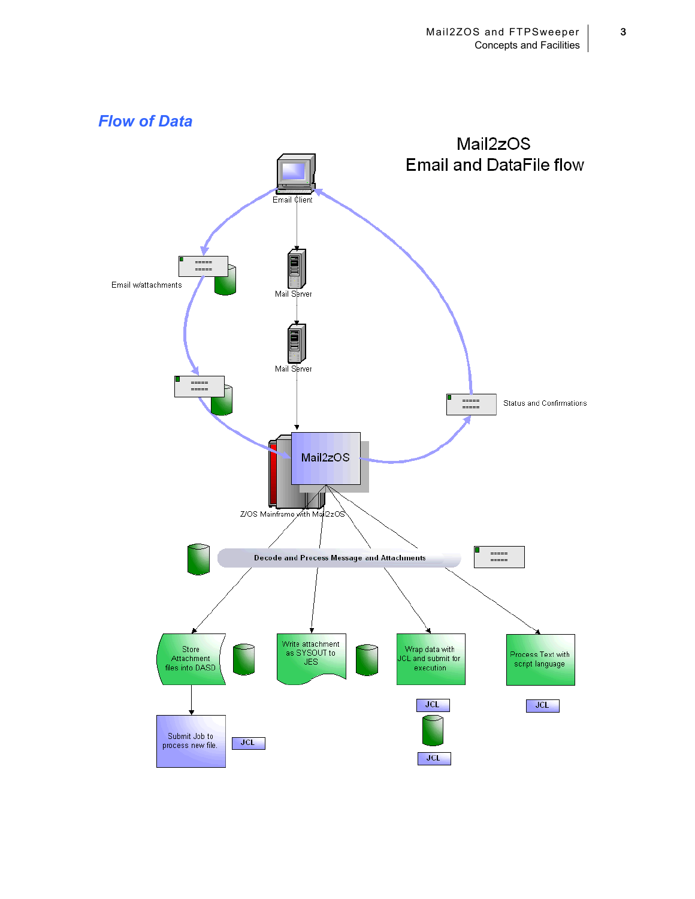## Flow of Data

Mail2zOS
Email and DataFile flow

Email Client

Email w/attachments

Mail Server

Mail Server

Status and Confirmations

Mail2zOS

Z/OS Mainframe with Mail2zOS

Decode and Process Message and Attachments

Store Attachment files into DASD

Write attachment as SYSOUT to JES

Wrap data with JCL and submit for execution

Process Text with script language

Submit Job to process new file.

JCL

JCL

JCL

JCL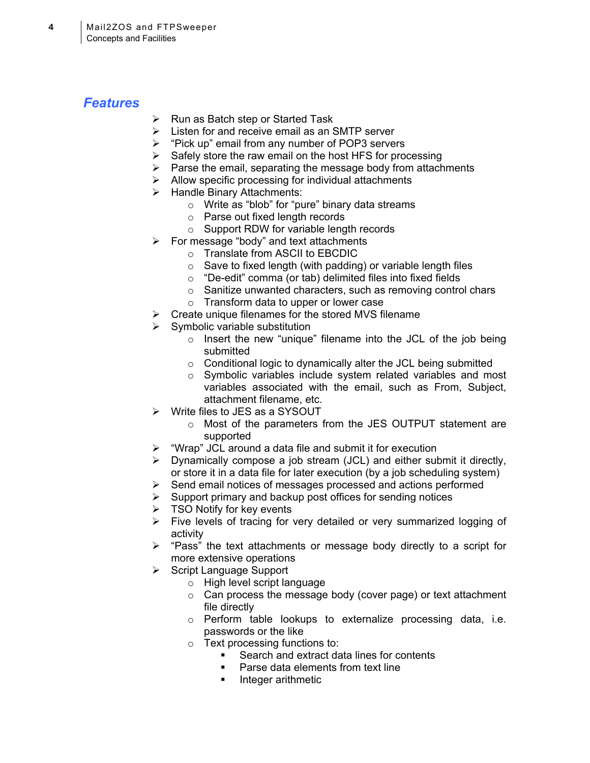## Features

- Run as Batch step or Started Task
- Listen for and receive email as an SMTP server
- “Pick up” email from any number of POP3 servers
- Safely store the raw email on the host HFS for processing
- Parse the email, separating the message body from attachments
- Allow specific processing for individual attachments
- Handle Binary Attachments:
  - Write as “blob” for “pure” binary data streams
  - Parse out fixed length records
  - Support RDW for variable length records
- For message “body” and text attachments
  - Translate from ASCII to EBCDIC
  - Save to fixed length (with padding) or variable length files
  - “De-edit” comma (or tab) delimited files into fixed fields
  - Sanitize unwanted characters, such as removing control chars
  - Transform data to upper or lower case
- Create unique filenames for the stored MVS filename
- Symbolic variable substitution
  - Insert the new “unique” filename into the JCL of the job being submitted
  - Conditional logic to dynamically alter the JCL being submitted
  - Symbolic variables include system related variables and most variables associated with the email, such as From, Subject, attachment filename, etc.
- Write files to JES as a SYSOUT
  - Most of the parameters from the JES OUTPUT statement are supported
- “Wrap” JCL around a data file and submit it for execution
- Dynamically compose a job stream (JCL) and either submit it directly, or store it in a data file for later execution (by a job scheduling system)
- Send email notices of messages processed and actions performed
- Support primary and backup post offices for sending notices
- TSO Notify for key events
- Five levels of tracing for very detailed or very summarized logging of activity
- “Pass” the text attachments or message body directly to a script for more extensive operations
- Script Language Support
  - High level script language
  - Can process the message body (cover page) or text attachment file directly
  - Perform table lookups to externalize processing data, i.e. passwords or the like
  - Text processing functions to:
    - Search and extract data lines for contents
    - Parse data elements from text line
    - Integer arithmetic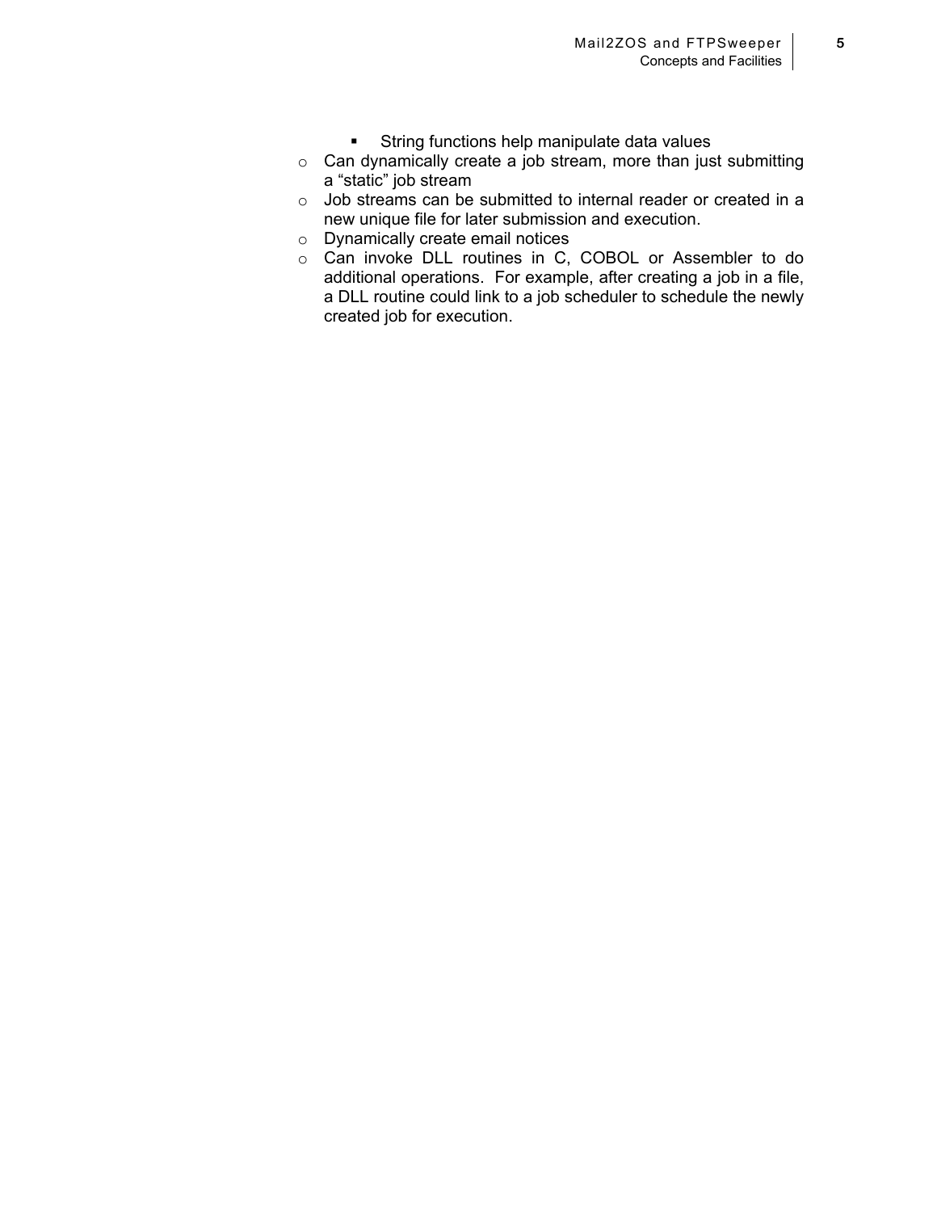- String functions help manipulate data values
  - Can dynamically create a job stream, more than just submitting a “static” job stream
  - Job streams can be submitted to internal reader or created in a new unique file for later submission and execution.
  - Dynamically create email notices
  - Can invoke DLL routines in C, COBOL or Assembler to do additional operations. For example, after creating a job in a file, a DLL routine could link to a job scheduler to schedule the newly created job for execution.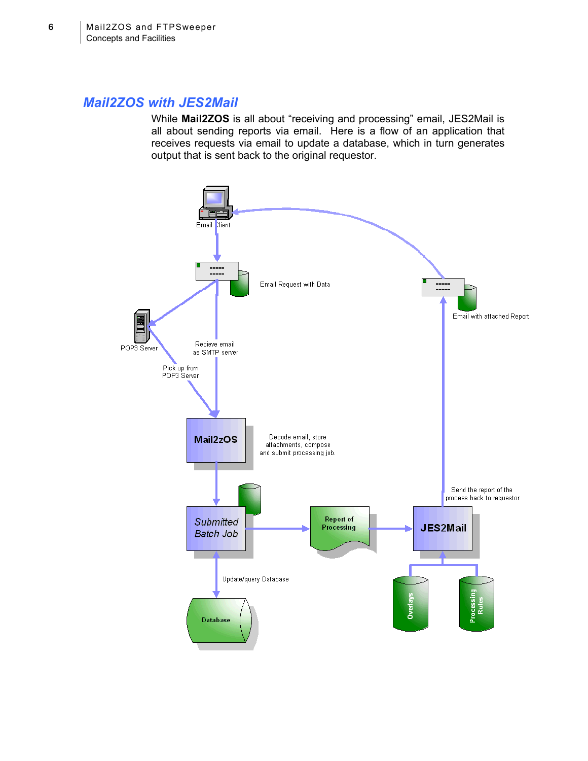## Mail2ZOS with JES2Mail

While **Mail2ZOS** is all about "receiving and processing" email, JES2Mail is all about sending reports via email. Here is a flow of an application that receives requests via email to update a database, which in turn generates output that is sent back to the original requestor.

Email Client

Email Request with Data

POP3 Server

Recieve email as SMTP server

Pick up from POP3 Server

Mail2zOS

Decode email, store attachments, compose and submit processing job.

Submitted Batch Job

Report of Processing

JES2Mail

Update/query Database

Database

Overlays

Processing Rules

Send the report of the process back to requestor

Email with attached Report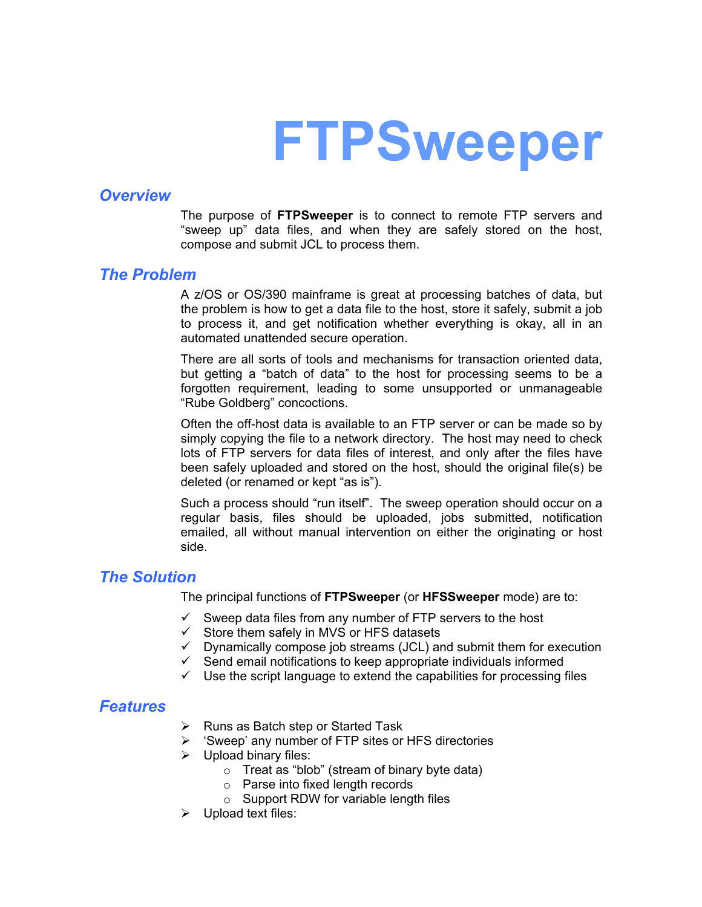# FTPSweeper

## *Overview*

The purpose of **FTPSweeper** is to connect to remote FTP servers and "sweep up" data files, and when they are safely stored on the host, compose and submit JCL to process them.

## *The Problem*

A z/OS or OS/390 mainframe is great at processing batches of data, but the problem is how to get a data file to the host, store it safely, submit a job to process it, and get notification whether everything is okay, all in an automated unattended secure operation.

There are all sorts of tools and mechanisms for transaction oriented data, but getting a "batch of data" to the host for processing seems to be a forgotten requirement, leading to some unsupported or unmanageable "Rube Goldberg" concoctions.

Often the off-host data is available to an FTP server or can be made so by simply copying the file to a network directory. The host may need to check lots of FTP servers for data files of interest, and only after the files have been safely uploaded and stored on the host, should the original file(s) be deleted (or renamed or kept "as is").

Such a process should "run itself". The sweep operation should occur on a regular basis, files should be uploaded, jobs submitted, notification emailed, all without manual intervention on either the originating or host side.

## *The Solution*

The principal functions of **FTPSweeper** (or **HFSSweeper** mode) are to:

- ✓ Sweep data files from any number of FTP servers to the host
- ✓ Store them safely in MVS or HFS datasets
- ✓ Dynamically compose job streams (JCL) and submit them for execution
- ✓ Send email notifications to keep appropriate individuals informed
- ✓ Use the script language to extend the capabilities for processing files

## *Features*

- Runs as Batch step or Started Task
- 'Sweep' any number of FTP sites or HFS directories
- Upload binary files:
  - Treat as "blob" (stream of binary byte data)
  - Parse into fixed length records
  - Support RDW for variable length files
- Upload text files: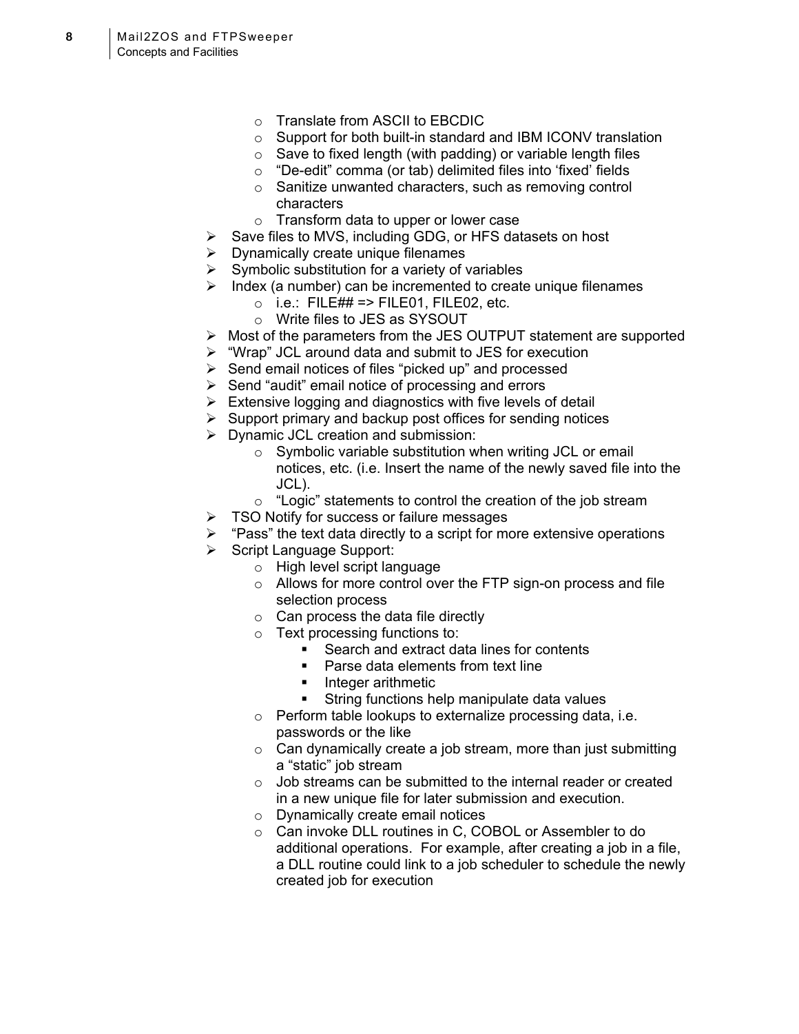- Translate from ASCII to EBCDIC
  - Support for both built-in standard and IBM ICONV translation
  - Save to fixed length (with padding) or variable length files
  - "De-edit" comma (or tab) delimited files into 'fixed' fields
  - Sanitize unwanted characters, such as removing control characters
  - Transform data to upper or lower case
- Save files to MVS, including GDG, or HFS datasets on host
- Dynamically create unique filenames
- Symbolic substitution for a variety of variables
- Index (a number) can be incremented to create unique filenames
  - i.e.: FILE## => FILE01, FILE02, etc.
  - Write files to JES as SYSOUT
- Most of the parameters from the JES OUTPUT statement are supported
- "Wrap" JCL around data and submit to JES for execution
- Send email notices of files "picked up" and processed
- Send "audit" email notice of processing and errors
- Extensive logging and diagnostics with five levels of detail
- Support primary and backup post offices for sending notices
- Dynamic JCL creation and submission:
  - Symbolic variable substitution when writing JCL or email notices, etc. (i.e. Insert the name of the newly saved file into the JCL).
  - "Logic" statements to control the creation of the job stream
- TSO Notify for success or failure messages
- "Pass" the text data directly to a script for more extensive operations
- Script Language Support:
  - High level script language
  - Allows for more control over the FTP sign-on process and file selection process
  - Can process the data file directly
  - Text processing functions to:
    - Search and extract data lines for contents
    - Parse data elements from text line
    - Integer arithmetic
    - String functions help manipulate data values
  - Perform table lookups to externalize processing data, i.e. passwords or the like
  - Can dynamically create a job stream, more than just submitting a "static" job stream
  - Job streams can be submitted to the internal reader or created in a new unique file for later submission and execution.
  - Dynamically create email notices
  - Can invoke DLL routines in C, COBOL or Assembler to do additional operations. For example, after creating a job in a file, a DLL routine could link to a job scheduler to schedule the newly created job for execution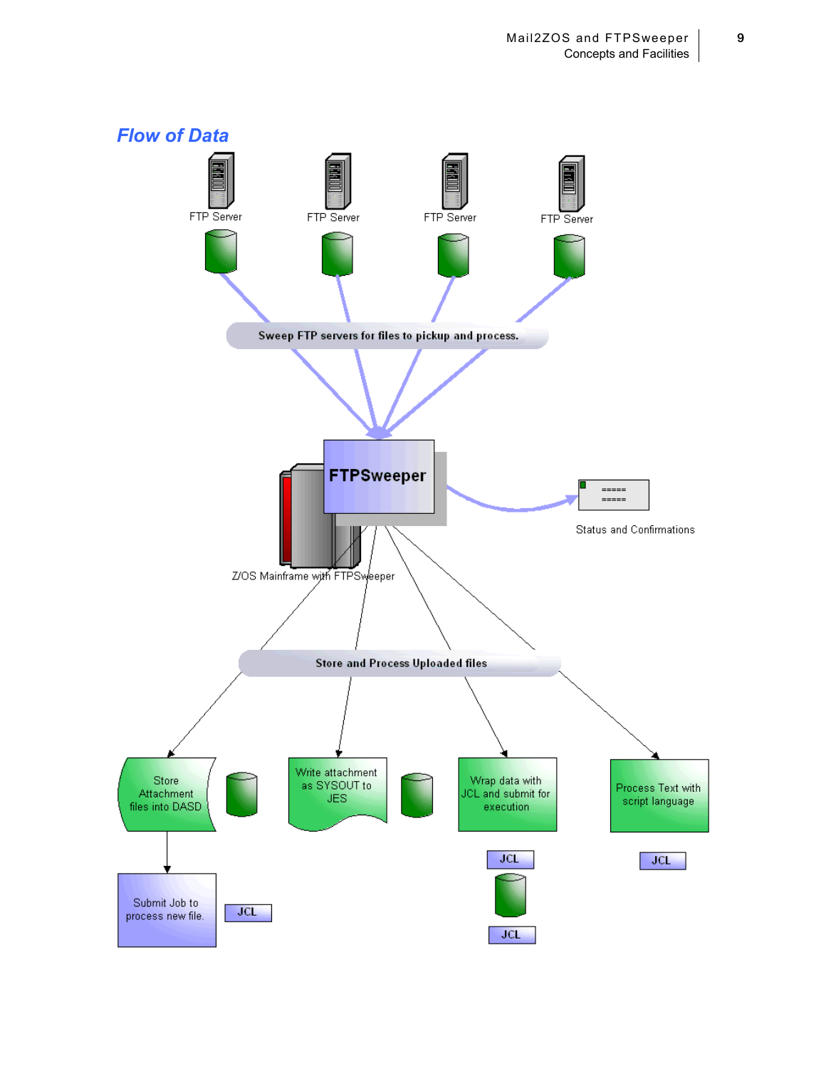## Flow of Data

FTP Server

FTP Server

FTP Server

FTP Server

Sweep FTP servers for files to pickup and process.

FTPSweeper

Z/OS Mainframe with FTPSweeper

Status and Confirmations

Store and Process Uploaded files

Store Attachment files into DASD

Write attachment as SYSOUT to JES

Wrap data with JCL and submit for execution

Process Text with script language

Submit Job to process new file.

JCL

JCL

JCL

JCL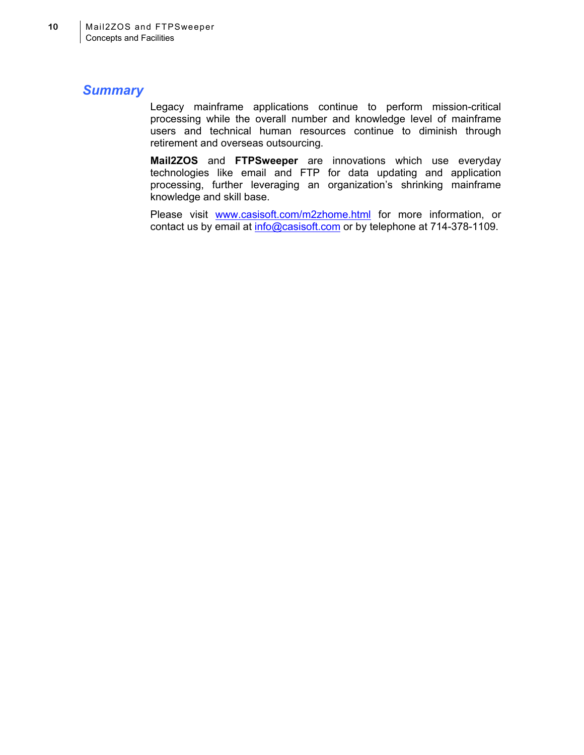## Summary

Legacy mainframe applications continue to perform mission-critical processing while the overall number and knowledge level of mainframe users and technical human resources continue to diminish through retirement and overseas outsourcing.

**Mail2ZOS** and **FTPSweeper** are innovations which use everyday technologies like email and FTP for data updating and application processing, further leveraging an organization's shrinking mainframe knowledge and skill base.

Please visit [www.casisoft.com/m2zhome.html](http://www.casisoft.com/m2zhome.html) for more information, or contact us by email at [info@casisoft.com](mailto:info@casisoft.com) or by telephone at 714-378-1109.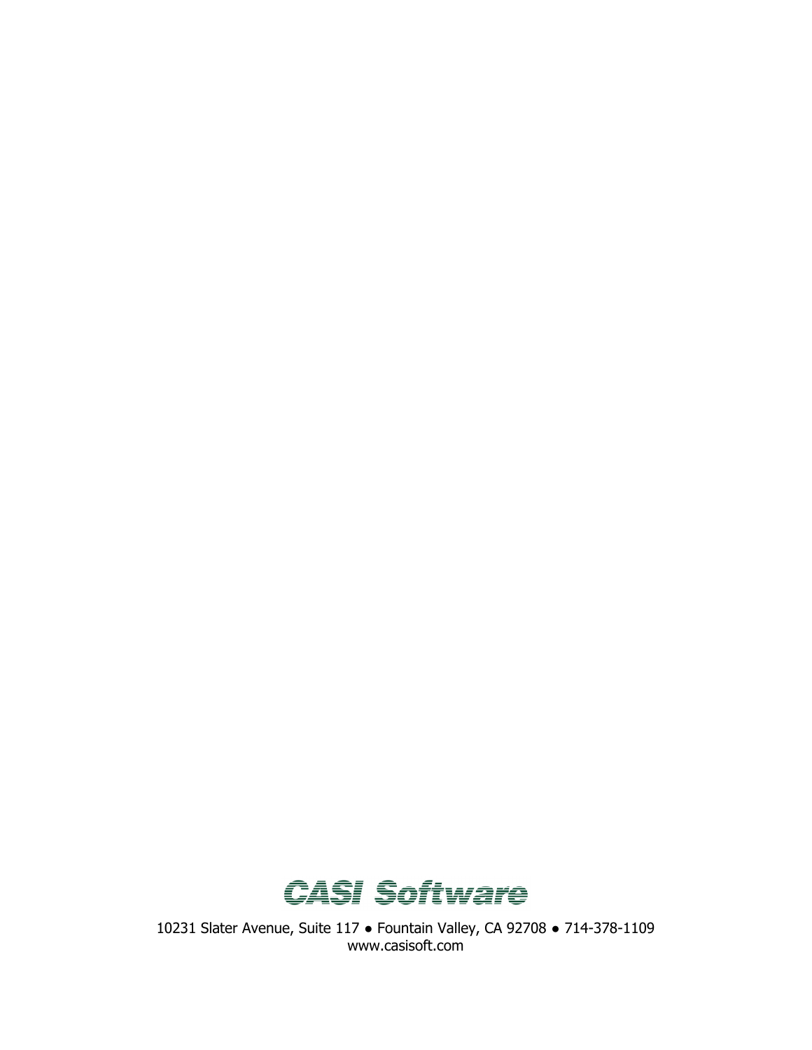**CASI Software**

10231 Slater Avenue, Suite 117 ● Fountain Valley, CA 92708 ● 714-378-1109
www.casisoft.com